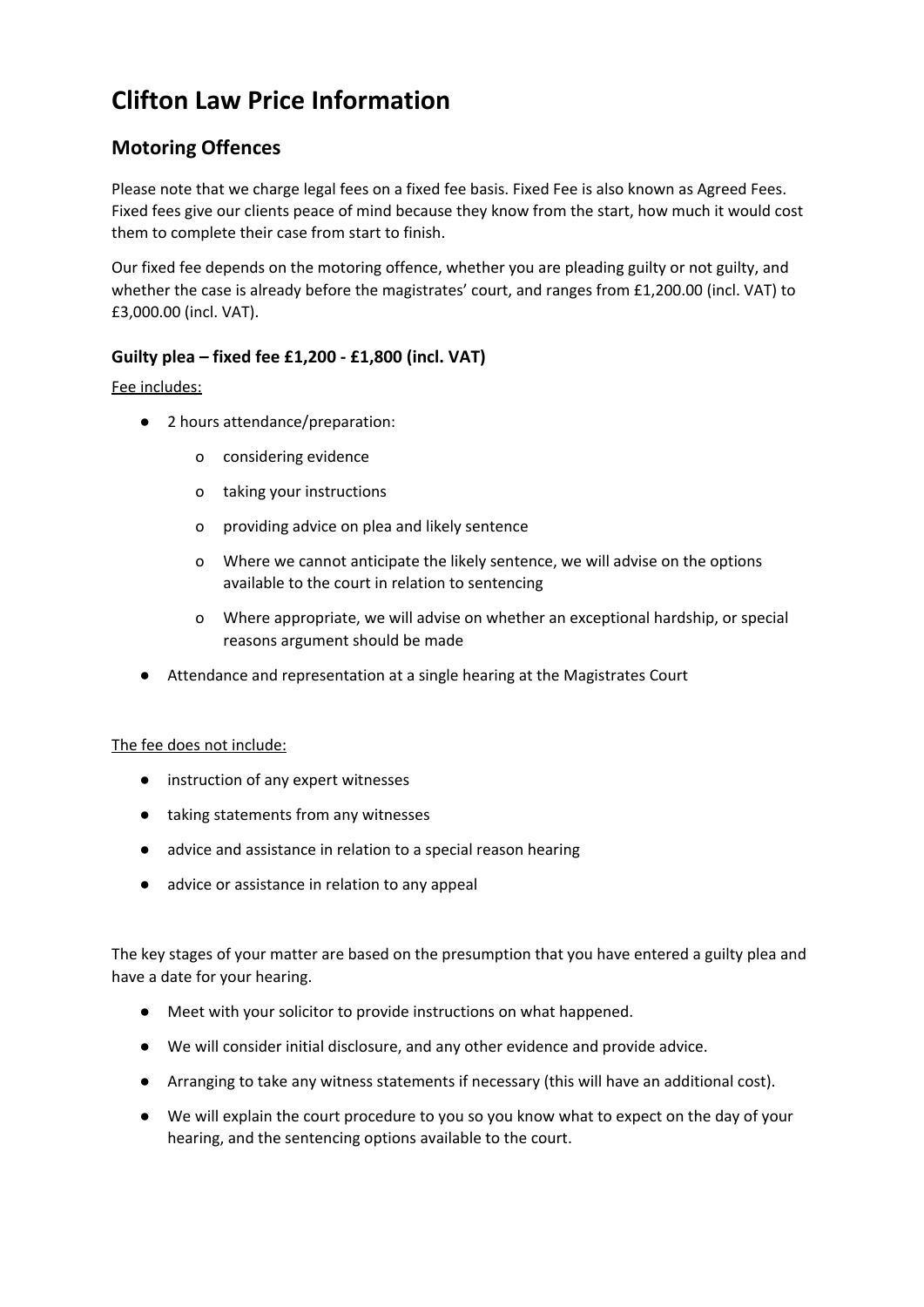# Clifton Law Price Information

## Motoring Offences

Please note that we charge legal fees on a fixed fee basis. Fixed Fee is also known as Agreed Fees. Fixed fees give our clients peace of mind because they know from the start, how much it would cost them to complete their case from start to finish.

Our fixed fee depends on the motoring offence, whether you are pleading guilty or not guilty, and whether the case is already before the magistrates' court, and ranges from £1,200.00 (incl. VAT) to £3,000.00 (incl. VAT).

### Guilty plea – fixed fee £1,200 - £1,800 (incl. VAT)

<u>Fee includes:</u>

- 2 hours attendance/preparation:
    - considering evidence
    - taking your instructions
    - providing advice on plea and likely sentence
    - Where we cannot anticipate the likely sentence, we will advise on the options available to the court in relation to sentencing
    - Where appropriate, we will advise on whether an exceptional hardship, or special reasons argument should be made
- Attendance and representation at a single hearing at the Magistrates Court

<u>The fee does not include:</u>

- instruction of any expert witnesses
- taking statements from any witnesses
- advice and assistance in relation to a special reason hearing
- advice or assistance in relation to any appeal

The key stages of your matter are based on the presumption that you have entered a guilty plea and have a date for your hearing.

- Meet with your solicitor to provide instructions on what happened.
- We will consider initial disclosure, and any other evidence and provide advice.
- Arranging to take any witness statements if necessary (this will have an additional cost).
- We will explain the court procedure to you so you know what to expect on the day of your hearing, and the sentencing options available to the court.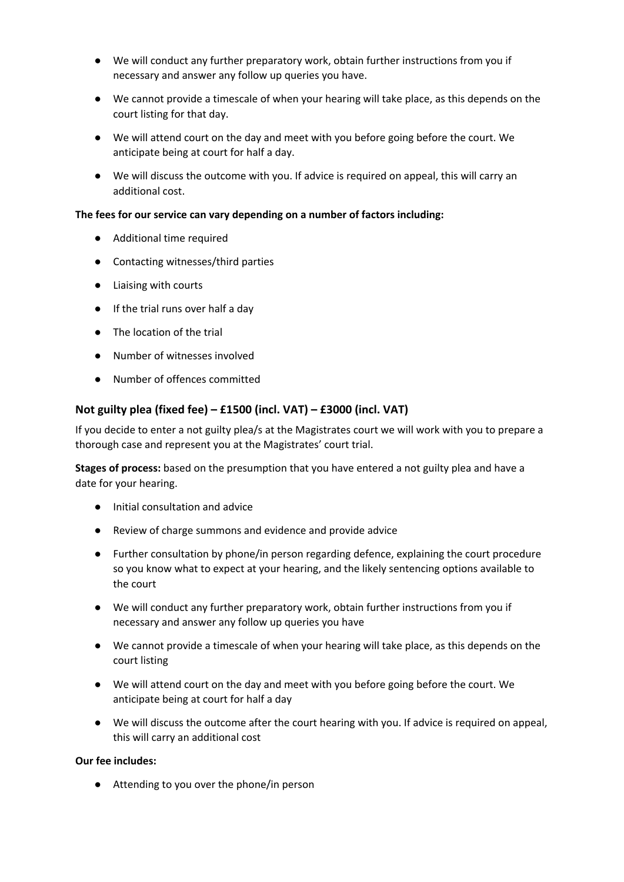- We will conduct any further preparatory work, obtain further instructions from you if necessary and answer any follow up queries you have.
- We cannot provide a timescale of when your hearing will take place, as this depends on the court listing for that day.
- We will attend court on the day and meet with you before going before the court. We anticipate being at court for half a day.
- We will discuss the outcome with you. If advice is required on appeal, this will carry an additional cost.

**The fees for our service can vary depending on a number of factors including:**

- Additional time required
- Contacting witnesses/third parties
- Liaising with courts
- If the trial runs over half a day
- The location of the trial
- Number of witnesses involved
- Number of offences committed

### Not guilty plea (fixed fee) – £1500 (incl. VAT) – £3000 (incl. VAT)

If you decide to enter a not guilty plea/s at the Magistrates court we will work with you to prepare a thorough case and represent you at the Magistrates' court trial.

**Stages of process:** based on the presumption that you have entered a not guilty plea and have a date for your hearing.

- Initial consultation and advice
- Review of charge summons and evidence and provide advice
- Further consultation by phone/in person regarding defence, explaining the court procedure so you know what to expect at your hearing, and the likely sentencing options available to the court
- We will conduct any further preparatory work, obtain further instructions from you if necessary and answer any follow up queries you have
- We cannot provide a timescale of when your hearing will take place, as this depends on the court listing
- We will attend court on the day and meet with you before going before the court. We anticipate being at court for half a day
- We will discuss the outcome after the court hearing with you. If advice is required on appeal, this will carry an additional cost

**Our fee includes:**

- Attending to you over the phone/in person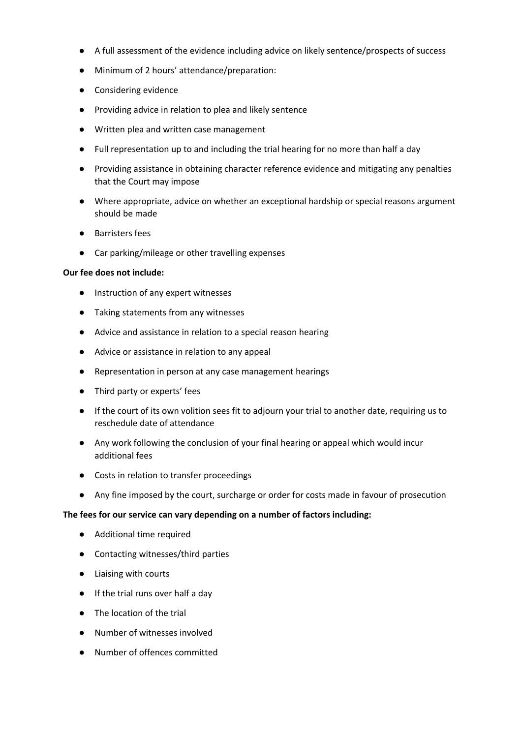- A full assessment of the evidence including advice on likely sentence/prospects of success
- Minimum of 2 hours' attendance/preparation:
- Considering evidence
- Providing advice in relation to plea and likely sentence
- Written plea and written case management
- Full representation up to and including the trial hearing for no more than half a day
- Providing assistance in obtaining character reference evidence and mitigating any penalties that the Court may impose
- Where appropriate, advice on whether an exceptional hardship or special reasons argument should be made
- Barristers fees
- Car parking/mileage or other travelling expenses

**Our fee does not include:**

- Instruction of any expert witnesses
- Taking statements from any witnesses
- Advice and assistance in relation to a special reason hearing
- Advice or assistance in relation to any appeal
- Representation in person at any case management hearings
- Third party or experts' fees
- If the court of its own volition sees fit to adjourn your trial to another date, requiring us to reschedule date of attendance
- Any work following the conclusion of your final hearing or appeal which would incur additional fees
- Costs in relation to transfer proceedings
- Any fine imposed by the court, surcharge or order for costs made in favour of prosecution

**The fees for our service can vary depending on a number of factors including:**

- Additional time required
- Contacting witnesses/third parties
- Liaising with courts
- If the trial runs over half a day
- The location of the trial
- Number of witnesses involved
- Number of offences committed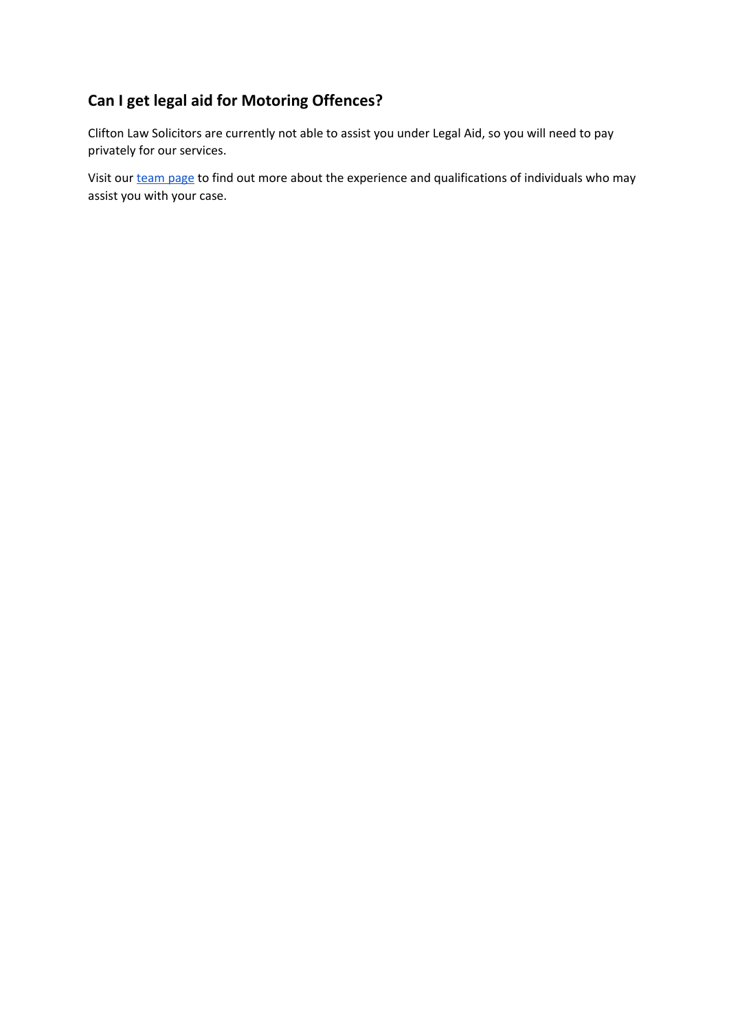## Can I get legal aid for Motoring Offences?

Clifton Law Solicitors are currently not able to assist you under Legal Aid, so you will need to pay privately for our services.

Visit our team page to find out more about the experience and qualifications of individuals who may assist you with your case.